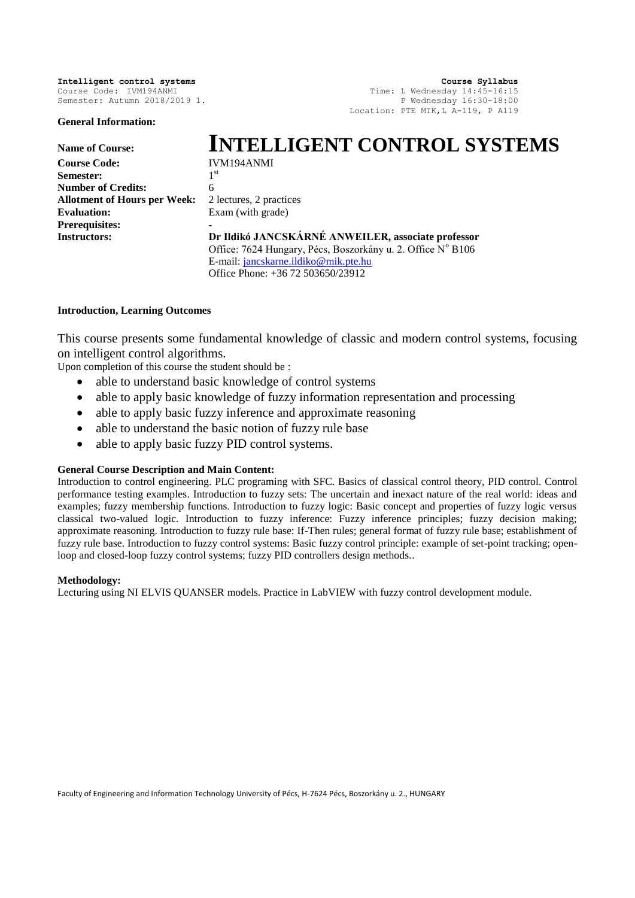**Intelligent control systems**
Course Code: IVM194ANMI
Semester: Autumn 2018/2019 1.

**Course Syllabus**
Time: L Wednesday 14:45-16:15
P Wednesday 16:30-18:00
Location: PTE MIK, L A-119, P A119

**General Information:**

| | |
|---|---|
| **Name of Course:** | **INTELLIGENT CONTROL SYSTEMS** |
| **Course Code:** | IVM194ANMI |
| **Semester:** | 1st |
| **Number of Credits:** | 6 |
| **Allotment of Hours per Week:** | 2 lectures, 2 practices |
| **Evaluation:** | Exam (with grade) |
| **Prerequisites:** | - |
| **Instructors:** | **Dr Ildikó JANCSKÁRNÉ ANWEILER, associate professor**<br>Office: 7624 Hungary, Pécs, Boszorkány u. 2. Office N° B106<br>E-mail: jancskarne.ildiko@mik.pte.hu<br>Office Phone: +36 72 503650/23912 |

**Introduction, Learning Outcomes**

This course presents some fundamental knowledge of classic and modern control systems, focusing on intelligent control algorithms.

Upon completion of this course the student should be :

- able to understand basic knowledge of control systems
- able to apply basic knowledge of fuzzy information representation and processing
- able to apply basic fuzzy inference and approximate reasoning
- able to understand the basic notion of fuzzy rule base
- able to apply basic fuzzy PID control systems.

**General Course Description and Main Content:**

Introduction to control engineering. PLC programing with SFC. Basics of classical control theory, PID control. Control performance testing examples. Introduction to fuzzy sets: The uncertain and inexact nature of the real world: ideas and examples; fuzzy membership functions. Introduction to fuzzy logic: Basic concept and properties of fuzzy logic versus classical two-valued logic. Introduction to fuzzy inference: Fuzzy inference principles; fuzzy decision making; approximate reasoning. Introduction to fuzzy rule base: If-Then rules; general format of fuzzy rule base; establishment of fuzzy rule base. Introduction to fuzzy control systems: Basic fuzzy control principle: example of set-point tracking; open-loop and closed-loop fuzzy control systems; fuzzy PID controllers design methods..

**Methodology:**

Lecturing using NI ELVIS QUANSER models. Practice in LabVIEW with fuzzy control development module.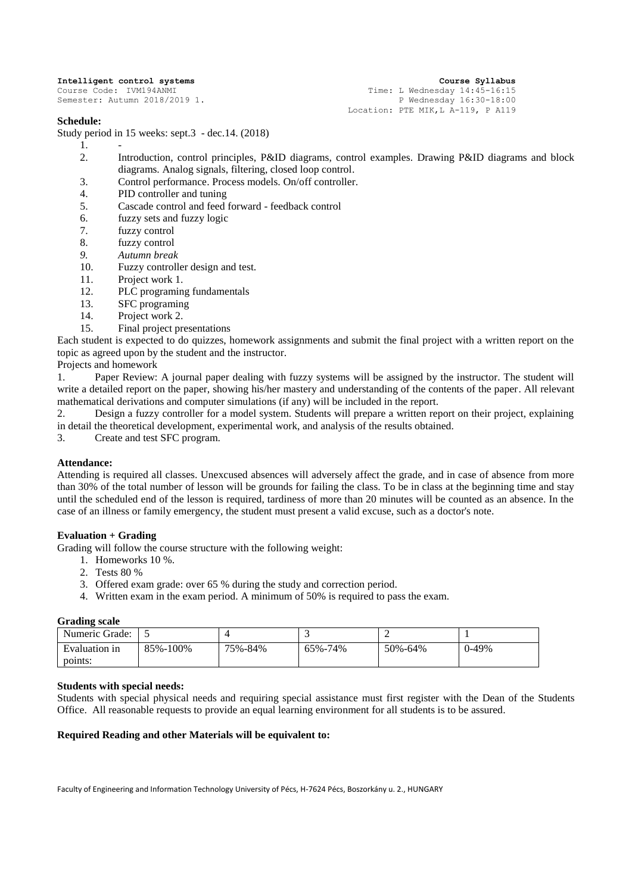**Intelligent control systems** **Course Syllabus**

Course Code: IVM194ANMI

Semester: Autumn 2018/2019 1.

Time: L Wednesday 14:45-16:15

P Wednesday 16:30-18:00

Location: PTE MIK,L A-119, P A119

**Schedule:**

Study period in 15 weeks: sept.3 - dec.14. (2018)

1. -
2. Introduction, control principles, P&ID diagrams, control examples. Drawing P&ID diagrams and block diagrams. Analog signals, filtering, closed loop control.
3. Control performance. Process models. On/off controller.
4. PID controller and tuning
5. Cascade control and feed forward - feedback control
6. fuzzy sets and fuzzy logic
7. fuzzy control
8. fuzzy control
9. *Autumn break*
10. Fuzzy controller design and test.
11. Project work 1.
12. PLC programing fundamentals
13. SFC programing
14. Project work 2.
15. Final project presentations

Each student is expected to do quizzes, homework assignments and submit the final project with a written report on the topic as agreed upon by the student and the instructor.

Projects and homework

1. Paper Review: A journal paper dealing with fuzzy systems will be assigned by the instructor. The student will write a detailed report on the paper, showing his/her mastery and understanding of the contents of the paper. All relevant mathematical derivations and computer simulations (if any) will be included in the report.
2. Design a fuzzy controller for a model system. Students will prepare a written report on their project, explaining in detail the theoretical development, experimental work, and analysis of the results obtained.
3. Create and test SFC program.

**Attendance:**

Attending is required all classes. Unexcused absences will adversely affect the grade, and in case of absence from more than 30% of the total number of lesson will be grounds for failing the class. To be in class at the beginning time and stay until the scheduled end of the lesson is required, tardiness of more than 20 minutes will be counted as an absence. In the case of an illness or family emergency, the student must present a valid excuse, such as a doctor's note.

**Evaluation + Grading**

Grading will follow the course structure with the following weight:

1. Homeworks 10 %.
2. Tests 80 %
3. Offered exam grade: over 65 % during the study and correction period.
4. Written exam in the exam period. A minimum of 50% is required to pass the exam.

**Grading scale**

| Numeric Grade: | 5 | 4 | 3 | 2 | 1 |
|---|---|---|---|---|---|
| Evaluation in points: | 85%-100% | 75%-84% | 65%-74% | 50%-64% | 0-49% |

**Students with special needs:**

Students with special physical needs and requiring special assistance must first register with the Dean of the Students Office. All reasonable requests to provide an equal learning environment for all students is to be assured.

**Required Reading and other Materials will be equivalent to:**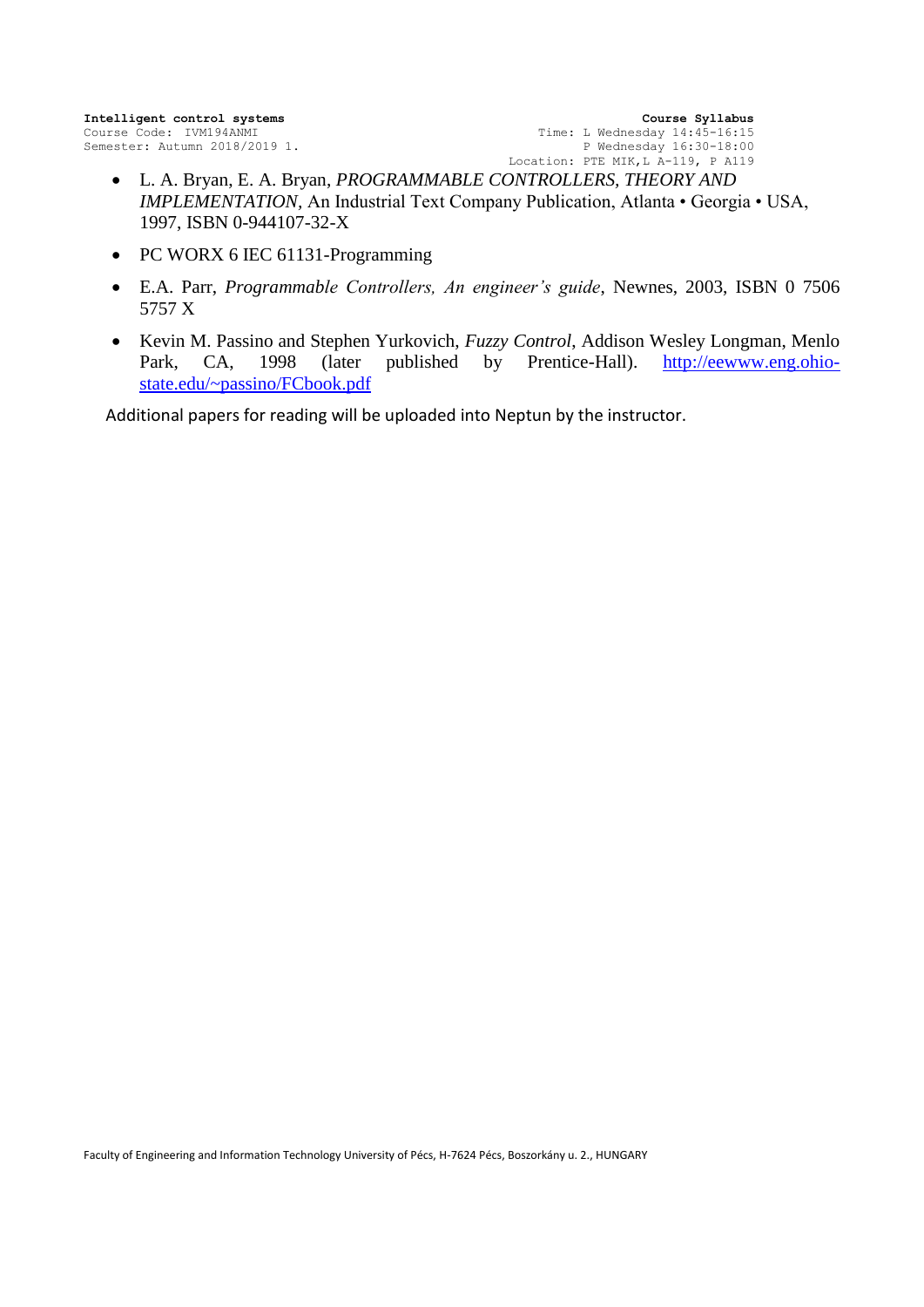- L. A. Bryan, E. A. Bryan, *PROGRAMMABLE CONTROLLERS, THEORY AND IMPLEMENTATION*, An Industrial Text Company Publication, Atlanta • Georgia • USA, 1997, ISBN 0-944107-32-X
- PC WORX 6 IEC 61131-Programming
- E.A. Parr, *Programmable Controllers, An engineer's guide*, Newnes, 2003, ISBN 0 7506 5757 X
- Kevin M. Passino and Stephen Yurkovich, *Fuzzy Control*, Addison Wesley Longman, Menlo Park, CA, 1998 (later published by Prentice-Hall). http://eewww.eng.ohio-state.edu/~passino/FCbook.pdf

Additional papers for reading will be uploaded into Neptun by the instructor.